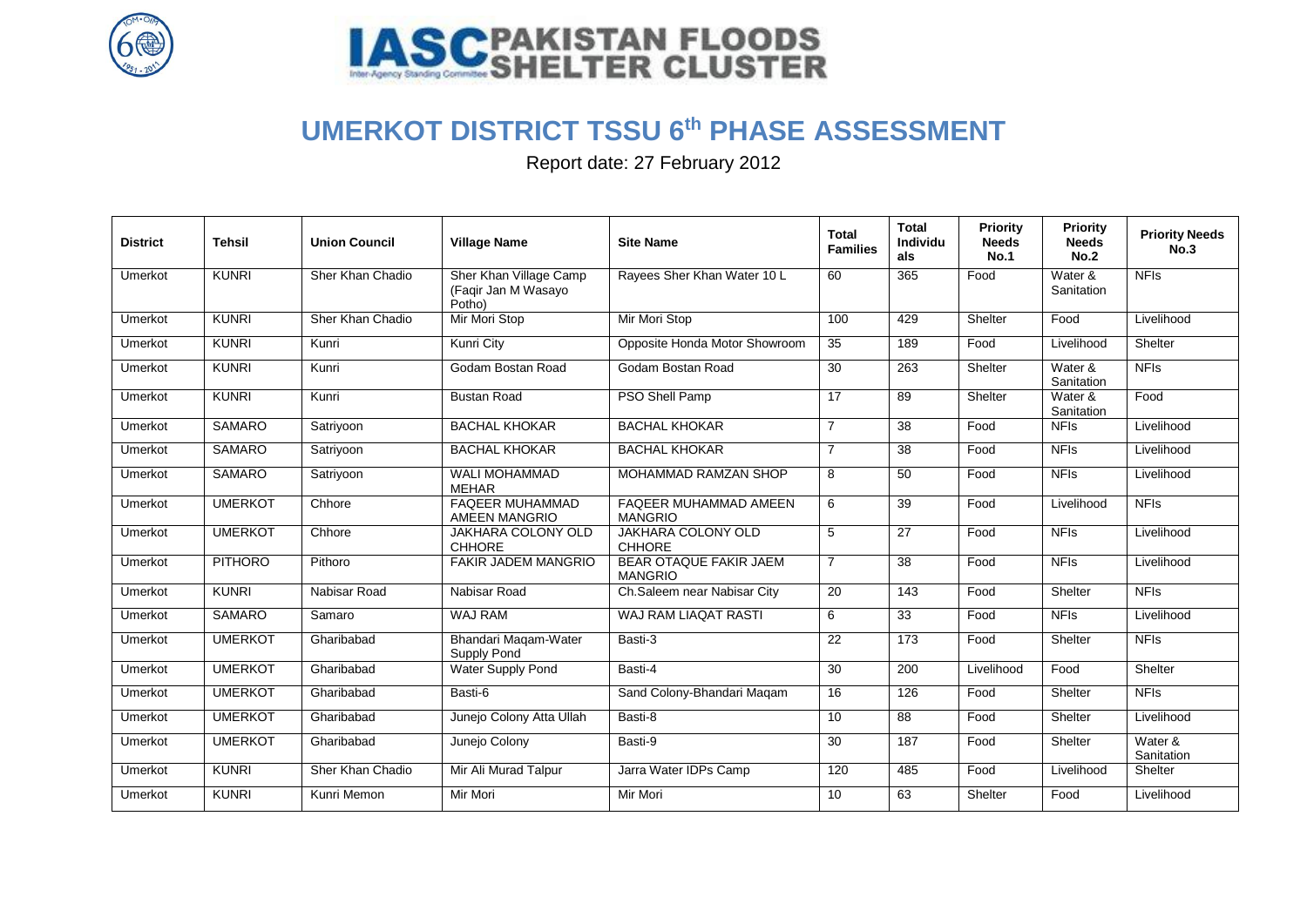# UMERKOT DISTRICT TSSU 6th PHASE ASSESSMENT

Report date: 27 February 2012

| District | Tehsil | Union Council | Village Name | Site Name | Total Families | Total Individuals | Priority Needs No.1 | Priority Needs No.2 | Priority Needs No.3 |
|---|---|---|---|---|---|---|---|---|---|
| Umerkot | KUNRI | Sher Khan Chadio | Sher Khan Village Camp (Faqir Jan M Wasayo Potho) | Rayees Sher Khan Water 10 L | 60 | 365 | Food | Water & Sanitation | NFIs |
| Umerkot | KUNRI | Sher Khan Chadio | Mir Mori Stop | Mir Mori Stop | 100 | 429 | Shelter | Food | Livelihood |
| Umerkot | KUNRI | Kunri | Kunri City | Opposite Honda Motor Showroom | 35 | 189 | Food | Livelihood | Shelter |
| Umerkot | KUNRI | Kunri | Godam Bostan Road | Godam Bostan Road | 30 | 263 | Shelter | Water & Sanitation | NFIs |
| Umerkot | KUNRI | Kunri | Bustan Road | PSO Shell Pamp | 17 | 89 | Shelter | Water & Sanitation | Food |
| Umerkot | SAMARO | Satriyoon | BACHAL KHOKAR | BACHAL KHOKAR | 7 | 38 | Food | NFIs | Livelihood |
| Umerkot | SAMARO | Satriyoon | BACHAL KHOKAR | BACHAL KHOKAR | 7 | 38 | Food | NFIs | Livelihood |
| Umerkot | SAMARO | Satriyoon | WALI MOHAMMAD MEHAR | MOHAMMAD RAMZAN SHOP | 8 | 50 | Food | NFIs | Livelihood |
| Umerkot | UMERKOT | Chhore | FAQEER MUHAMMAD AMEEN MANGRIO | FAQEER MUHAMMAD AMEEN MANGRIO | 6 | 39 | Food | Livelihood | NFIs |
| Umerkot | UMERKOT | Chhore | JAKHARA COLONY OLD CHHORE | JAKHARA COLONY OLD CHHORE | 5 | 27 | Food | NFIs | Livelihood |
| Umerkot | PITHORO | Pithoro | FAKIR JADEM MANGRIO | BEAR OTAQUE FAKIR JAEM MANGRIO | 7 | 38 | Food | NFIs | Livelihood |
| Umerkot | KUNRI | Nabisar Road | Nabisar Road | Ch.Saleem near Nabisar City | 20 | 143 | Food | Shelter | NFIs |
| Umerkot | SAMARO | Samaro | WAJ RAM | WAJ RAM LIAQAT RASTI | 6 | 33 | Food | NFIs | Livelihood |
| Umerkot | UMERKOT | Gharibabad | Bhandari Maqam-Water Supply Pond | Basti-3 | 22 | 173 | Food | Shelter | NFIs |
| Umerkot | UMERKOT | Gharibabad | Water Supply Pond | Basti-4 | 30 | 200 | Livelihood | Food | Shelter |
| Umerkot | UMERKOT | Gharibabad | Basti-6 | Sand Colony-Bhandari Maqam | 16 | 126 | Food | Shelter | NFIs |
| Umerkot | UMERKOT | Gharibabad | Junejo Colony Atta Ullah | Basti-8 | 10 | 88 | Food | Shelter | Livelihood |
| Umerkot | UMERKOT | Gharibabad | Junejo Colony | Basti-9 | 30 | 187 | Food | Shelter | Water & Sanitation |
| Umerkot | KUNRI | Sher Khan Chadio | Mir Ali Murad Talpur | Jarra Water IDPs Camp | 120 | 485 | Food | Livelihood | Shelter |
| Umerkot | KUNRI | Kunri Memon | Mir Mori | Mir Mori | 10 | 63 | Shelter | Food | Livelihood |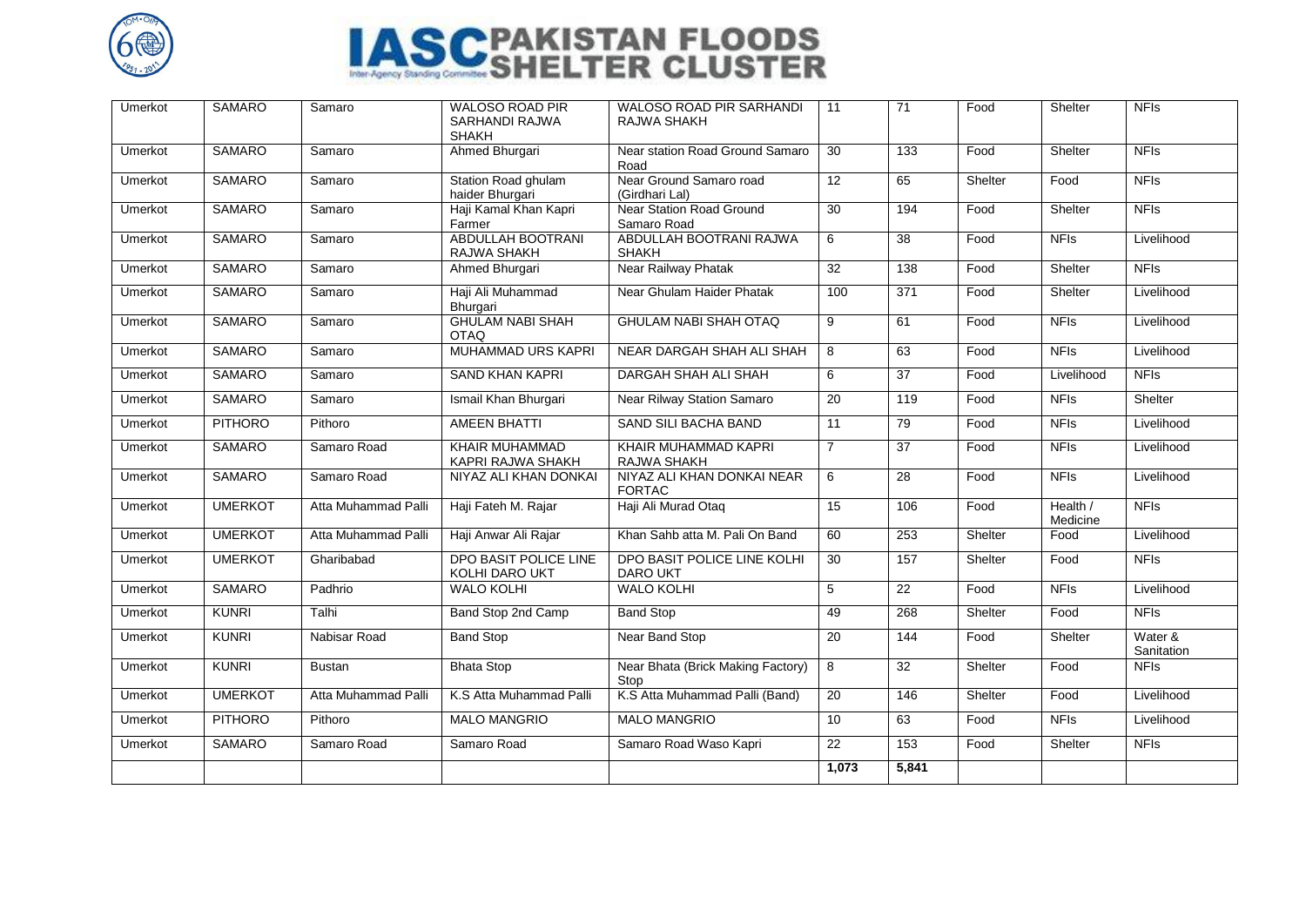| | | | | | | | | | |
|---|---|---|---|---|---|---|---|---|---|
| Umerkot | SAMARO | Samaro | WALOSO ROAD PIR SARHANDI RAJWA SHAKH | WALOSO ROAD PIR SARHANDI RAJWA SHAKH | 11 | 71 | Food | Shelter | NFIs |
| Umerkot | SAMARO | Samaro | Ahmed Bhurgari | Near station Road Ground Samaro Road | 30 | 133 | Food | Shelter | NFIs |
| Umerkot | SAMARO | Samaro | Station Road ghulam haider Bhurgari | Near Ground Samaro road (Girdhari Lal) | 12 | 65 | Shelter | Food | NFIs |
| Umerkot | SAMARO | Samaro | Haji Kamal Khan Kapri Farmer | Near Station Road Ground Samaro Road | 30 | 194 | Food | Shelter | NFIs |
| Umerkot | SAMARO | Samaro | ABDULLAH BOOTRANI RAJWA SHAKH | ABDULLAH BOOTRANI RAJWA SHAKH | 6 | 38 | Food | NFIs | Livelihood |
| Umerkot | SAMARO | Samaro | Ahmed Bhurgari | Near Railway Phatak | 32 | 138 | Food | Shelter | NFIs |
| Umerkot | SAMARO | Samaro | Haji Ali Muhammad Bhurgari | Near Ghulam Haider Phatak | 100 | 371 | Food | Shelter | Livelihood |
| Umerkot | SAMARO | Samaro | GHULAM NABI SHAH OTAQ | GHULAM NABI SHAH OTAQ | 9 | 61 | Food | NFIs | Livelihood |
| Umerkot | SAMARO | Samaro | MUHAMMAD URS KAPRI | NEAR DARGAH SHAH ALI SHAH | 8 | 63 | Food | NFIs | Livelihood |
| Umerkot | SAMARO | Samaro | SAND KHAN KAPRI | DARGAH SHAH ALI SHAH | 6 | 37 | Food | Livelihood | NFIs |
| Umerkot | SAMARO | Samaro | Ismail Khan Bhurgari | Near Rilway Station Samaro | 20 | 119 | Food | NFIs | Shelter |
| Umerkot | PITHORO | Pithoro | AMEEN BHATTI | SAND SILI BACHA BAND | 11 | 79 | Food | NFIs | Livelihood |
| Umerkot | SAMARO | Samaro Road | KHAIR MUHAMMAD KAPRI RAJWA SHAKH | KHAIR MUHAMMAD KAPRI RAJWA SHAKH | 7 | 37 | Food | NFIs | Livelihood |
| Umerkot | SAMARO | Samaro Road | NIYAZ ALI KHAN DONKAI | NIYAZ ALI KHAN DONKAI NEAR FORTAC | 6 | 28 | Food | NFIs | Livelihood |
| Umerkot | UMERKOT | Atta Muhammad Palli | Haji Fateh M. Rajar | Haji Ali Murad Otaq | 15 | 106 | Food | Health / Medicine | NFIs |
| Umerkot | UMERKOT | Atta Muhammad Palli | Haji Anwar Ali Rajar | Khan Sahb atta M. Pali On Band | 60 | 253 | Shelter | Food | Livelihood |
| Umerkot | UMERKOT | Gharibabad | DPO BASIT POLICE LINE KOLHI DARO UKT | DPO BASIT POLICE LINE KOLHI DARO UKT | 30 | 157 | Shelter | Food | NFIs |
| Umerkot | SAMARO | Padhrio | WALO KOLHI | WALO KOLHI | 5 | 22 | Food | NFIs | Livelihood |
| Umerkot | KUNRI | Talhi | Band Stop 2nd Camp | Band Stop | 49 | 268 | Shelter | Food | NFIs |
| Umerkot | KUNRI | Nabisar Road | Band Stop | Near Band Stop | 20 | 144 | Food | Shelter | Water & Sanitation |
| Umerkot | KUNRI | Bustan | Bhata Stop | Near Bhata (Brick Making Factory) Stop | 8 | 32 | Shelter | Food | NFIs |
| Umerkot | UMERKOT | Atta Muhammad Palli | K.S Atta Muhammad Palli | K.S Atta Muhammad Palli (Band) | 20 | 146 | Shelter | Food | Livelihood |
| Umerkot | PITHORO | Pithoro | MALO MANGRIO | MALO MANGRIO | 10 | 63 | Food | NFIs | Livelihood |
| Umerkot | SAMARO | Samaro Road | Samaro Road | Samaro Road Waso Kapri | 22 | 153 | Food | Shelter | NFIs |
| | | | | | 1,073 | 5,841 | | | |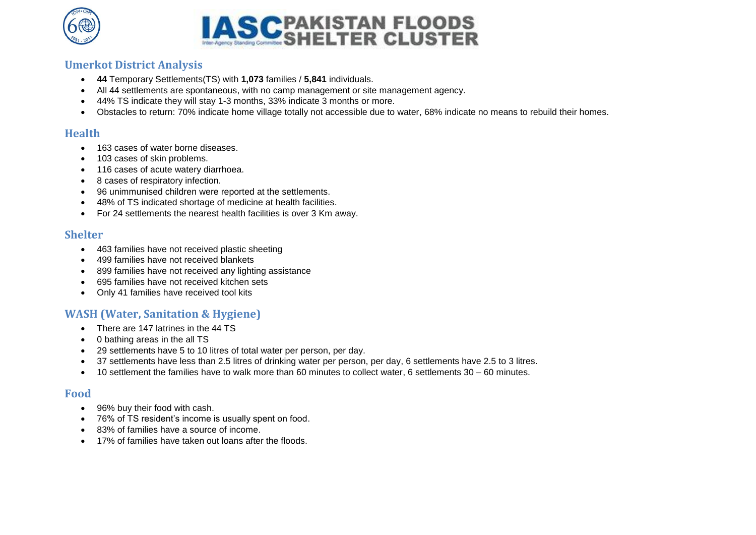## Umerkot District Analysis

- **44** Temporary Settlements(TS) with **1,073** families / **5,841** individuals.
- All 44 settlements are spontaneous, with no camp management or site management agency.
- 44% TS indicate they will stay 1-3 months, 33% indicate 3 months or more.
- Obstacles to return: 70% indicate home village totally not accessible due to water, 68% indicate no means to rebuild their homes.

## Health

- 163 cases of water borne diseases.
- 103 cases of skin problems.
- 116 cases of acute watery diarrhoea.
- 8 cases of respiratory infection.
- 96 unimmunised children were reported at the settlements.
- 48% of TS indicated shortage of medicine at health facilities.
- For 24 settlements the nearest health facilities is over 3 Km away.

## Shelter

- 463 families have not received plastic sheeting
- 499 families have not received blankets
- 899 families have not received any lighting assistance
- 695 families have not received kitchen sets
- Only 41 families have received tool kits

## WASH (Water, Sanitation & Hygiene)

- There are 147 latrines in the 44 TS
- 0 bathing areas in the all TS
- 29 settlements have 5 to 10 litres of total water per person, per day.
- 37 settlements have less than 2.5 litres of drinking water per person, per day, 6 settlements have 2.5 to 3 litres.
- 10 settlement the families have to walk more than 60 minutes to collect water, 6 settlements 30 – 60 minutes.

## Food

- 96% buy their food with cash.
- 76% of TS resident's income is usually spent on food.
- 83% of families have a source of income.
- 17% of families have taken out loans after the floods.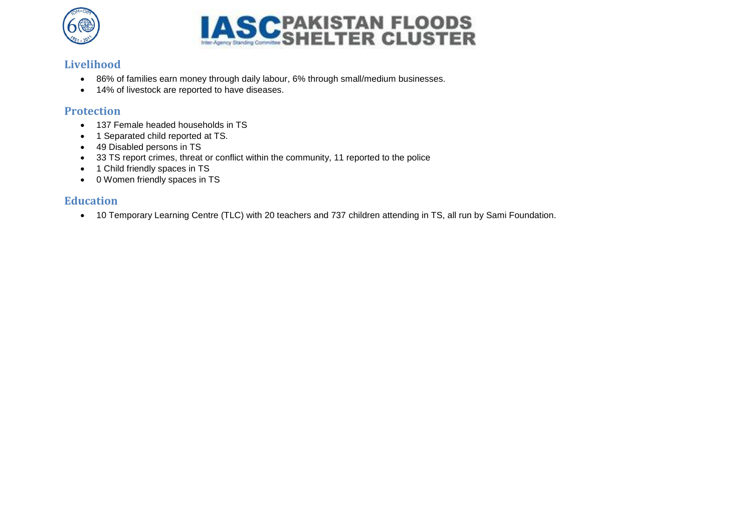## Livelihood

- 86% of families earn money through daily labour, 6% through small/medium businesses.
- 14% of livestock are reported to have diseases.

## Protection

- 137 Female headed households in TS
- 1 Separated child reported at TS.
- 49 Disabled persons in TS
- 33 TS report crimes, threat or conflict within the community, 11 reported to the police
- 1 Child friendly spaces in TS
- 0 Women friendly spaces in TS

## Education

- 10 Temporary Learning Centre (TLC) with 20 teachers and 737 children attending in TS, all run by Sami Foundation.